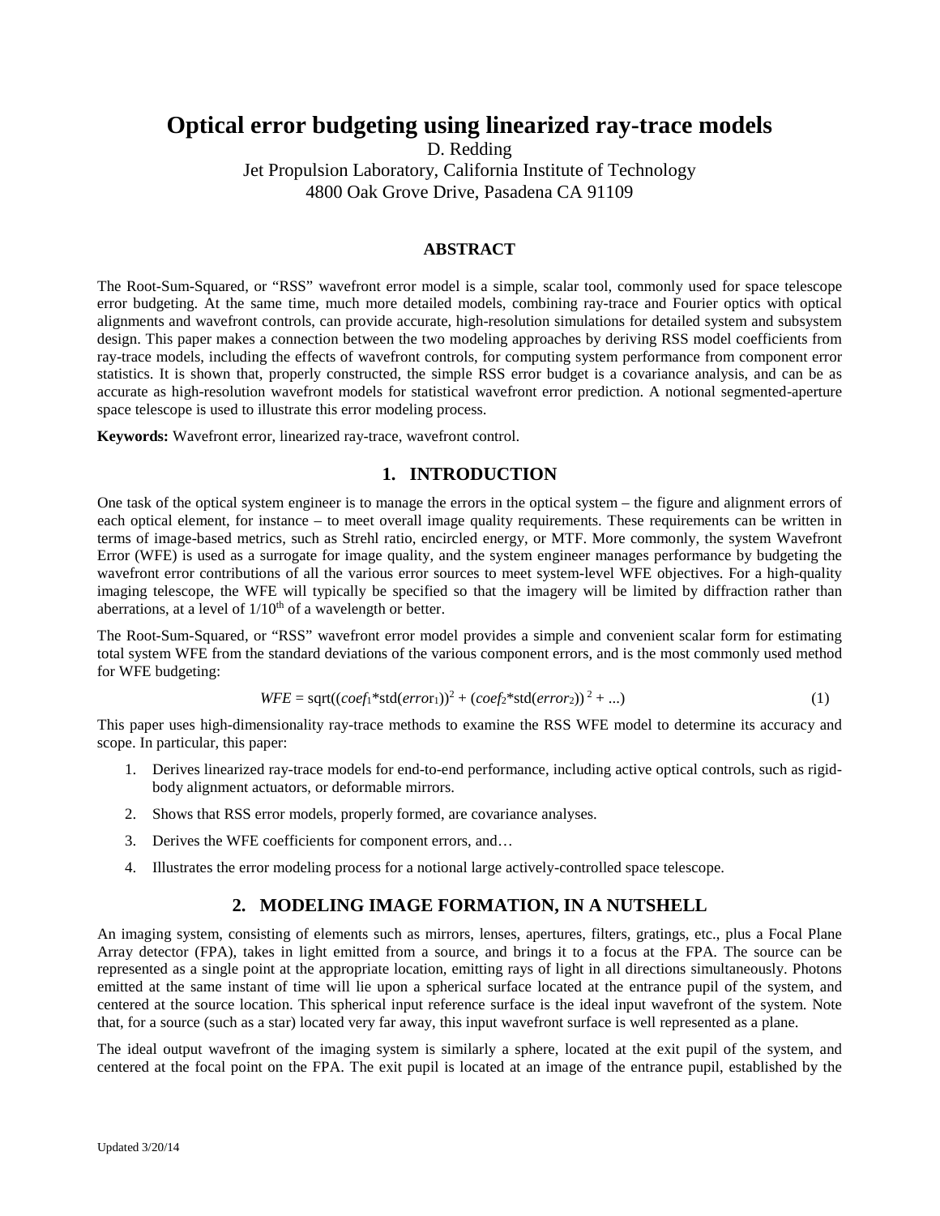# Optical error budgeting using linearized ray-trace models

D. Redding

Jet Propulsion Laboratory, California Institute of Technology

4800 Oak Grove Drive, Pasadena CA 91109

## ABSTRACT

The Root-Sum-Squared, or "RSS" wavefront error model is a simple, scalar tool, commonly used for space telescope error budgeting. At the same time, much more detailed models, combining ray-trace and Fourier optics with optical alignments and wavefront controls, can provide accurate, high-resolution simulations for detailed system and subsystem design. This paper makes a connection between the two modeling approaches by deriving RSS model coefficients from ray-trace models, including the effects of wavefront controls, for computing system performance from component error statistics. It is shown that, properly constructed, the simple RSS error budget is a covariance analysis, and can be as accurate as high-resolution wavefront models for statistical wavefront error prediction. A notional segmented-aperture space telescope is used to illustrate this error modeling process.

**Keywords:** Wavefront error, linearized ray-trace, wavefront control.

## 1. INTRODUCTION

One task of the optical system engineer is to manage the errors in the optical system – the figure and alignment errors of each optical element, for instance – to meet overall image quality requirements. These requirements can be written in terms of image-based metrics, such as Strehl ratio, encircled energy, or MTF. More commonly, the system Wavefront Error (WFE) is used as a surrogate for image quality, and the system engineer manages performance by budgeting the wavefront error contributions of all the various error sources to meet system-level WFE objectives. For a high-quality imaging telescope, the WFE will typically be specified so that the imagery will be limited by diffraction rather than aberrations, at a level of $1/10^{th}$ of a wavelength or better.

The Root-Sum-Squared, or "RSS" wavefront error model provides a simple and convenient scalar form for estimating total system WFE from the standard deviations of the various component errors, and is the most commonly used method for WFE budgeting:

$$WFE = \mathrm{sqrt}((coef_1 * \mathrm{std}(error_1))^2 + (coef_2 * \mathrm{std}(error_2))^2 + ...) \tag{1}$$

This paper uses high-dimensionality ray-trace methods to examine the RSS WFE model to determine its accuracy and scope. In particular, this paper:

1. Derives linearized ray-trace models for end-to-end performance, including active optical controls, such as rigid-body alignment actuators, or deformable mirrors.
2. Shows that RSS error models, properly formed, are covariance analyses.
3. Derives the WFE coefficients for component errors, and…
4. Illustrates the error modeling process for a notional large actively-controlled space telescope.

## 2. MODELING IMAGE FORMATION, IN A NUTSHELL

An imaging system, consisting of elements such as mirrors, lenses, apertures, filters, gratings, etc., plus a Focal Plane Array detector (FPA), takes in light emitted from a source, and brings it to a focus at the FPA. The source can be represented as a single point at the appropriate location, emitting rays of light in all directions simultaneously. Photons emitted at the same instant of time will lie upon a spherical surface located at the entrance pupil of the system, and centered at the source location. This spherical input reference surface is the ideal input wavefront of the system. Note that, for a source (such as a star) located very far away, this input wavefront surface is well represented as a plane.

The ideal output wavefront of the imaging system is similarly a sphere, located at the exit pupil of the system, and centered at the focal point on the FPA. The exit pupil is located at an image of the entrance pupil, established by the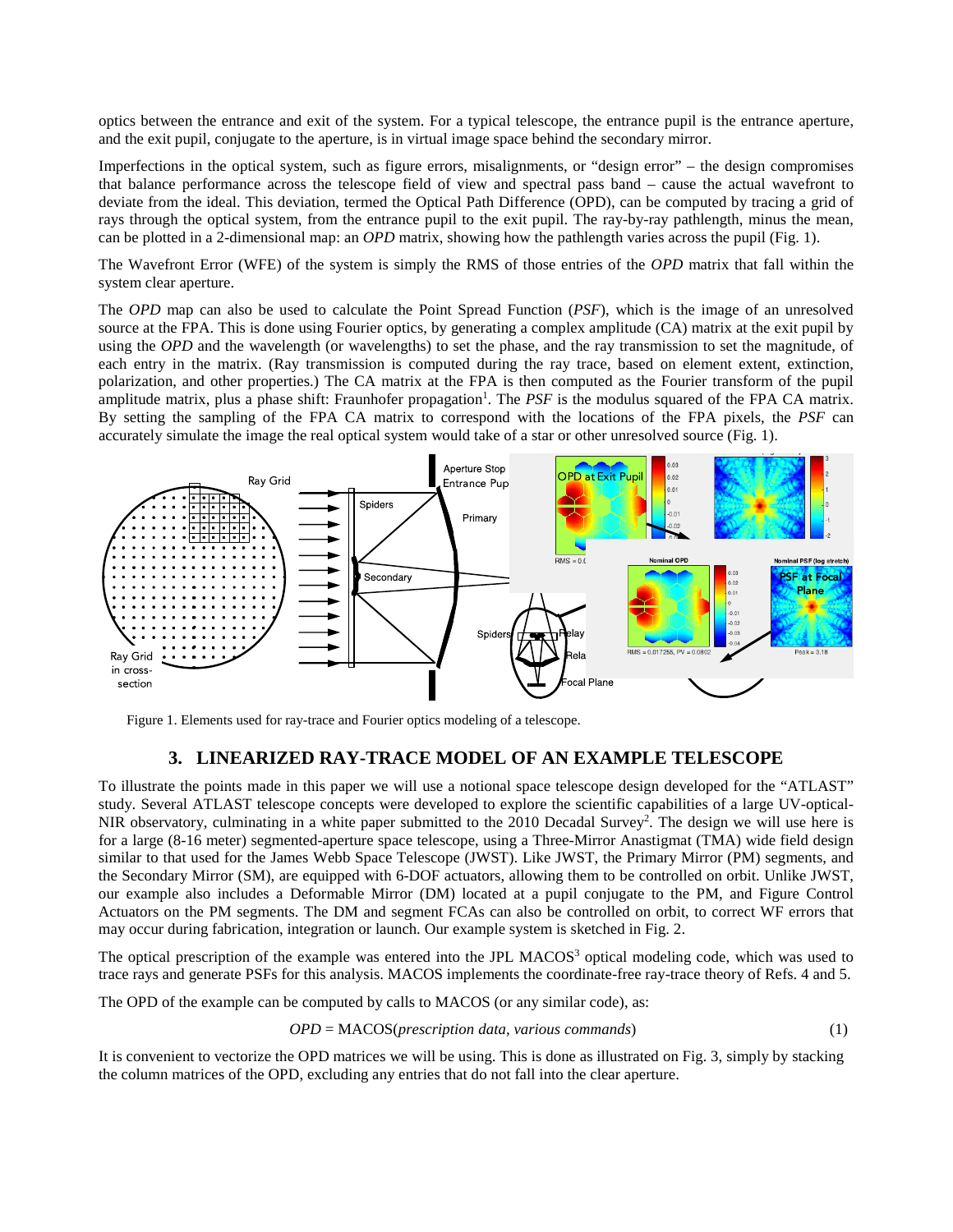optics between the entrance and exit of the system. For a typical telescope, the entrance pupil is the entrance aperture, and the exit pupil, conjugate to the aperture, is in virtual image space behind the secondary mirror.

Imperfections in the optical system, such as figure errors, misalignments, or "design error" – the design compromises that balance performance across the telescope field of view and spectral pass band – cause the actual wavefront to deviate from the ideal. This deviation, termed the Optical Path Difference (OPD), can be computed by tracing a grid of rays through the optical system, from the entrance pupil to the exit pupil. The ray-by-ray pathlength, minus the mean, can be plotted in a 2-dimensional map: an *OPD* matrix, showing how the pathlength varies across the pupil (Fig. 1).

The Wavefront Error (WFE) of the system is simply the RMS of those entries of the *OPD* matrix that fall within the system clear aperture.

The *OPD* map can also be used to calculate the Point Spread Function (*PSF*), which is the image of an unresolved source at the FPA. This is done using Fourier optics, by generating a complex amplitude (CA) matrix at the exit pupil by using the *OPD* and the wavelength (or wavelengths) to set the phase, and the ray transmission to set the magnitude, of each entry in the matrix. (Ray transmission is computed during the ray trace, based on element extent, extinction, polarization, and other properties.) The CA matrix at the FPA is then computed as the Fourier transform of the pupil amplitude matrix, plus a phase shift: Fraunhofer propagation[1]. The *PSF* is the modulus squared of the FPA CA matrix. By setting the sampling of the FPA CA matrix to correspond with the locations of the FPA pixels, the *PSF* can accurately simulate the image the real optical system would take of a star or other unresolved source (Fig. 1).

Figure 1. Elements used for ray-trace and Fourier optics modeling of a telescope.

## 3. LINEARIZED RAY-TRACE MODEL OF AN EXAMPLE TELESCOPE

To illustrate the points made in this paper we will use a notional space telescope design developed for the "ATLAST" study. Several ATLAST telescope concepts were developed to explore the scientific capabilities of a large UV-optical-NIR observatory, culminating in a white paper submitted to the 2010 Decadal Survey[2]. The design we will use here is for a large (8-16 meter) segmented-aperture space telescope, using a Three-Mirror Anastigmat (TMA) wide field design similar to that used for the James Webb Space Telescope (JWST). Like JWST, the Primary Mirror (PM) segments, and the Secondary Mirror (SM), are equipped with 6-DOF actuators, allowing them to be controlled on orbit. Unlike JWST, our example also includes a Deformable Mirror (DM) located at a pupil conjugate to the PM, and Figure Control Actuators on the PM segments. The DM and segment FCAs can also be controlled on orbit, to correct WF errors that may occur during fabrication, integration or launch. Our example system is sketched in Fig. 2.

The optical prescription of the example was entered into the JPL MACOS[3] optical modeling code, which was used to trace rays and generate PSFs for this analysis. MACOS implements the coordinate-free ray-trace theory of Refs. 4 and 5.

The OPD of the example can be computed by calls to MACOS (or any similar code), as:

$$OPD = \text{MACOS}(\textit{prescription data, various commands}) \tag{1}$$

It is convenient to vectorize the OPD matrices we will be using. This is done as illustrated on Fig. 3, simply by stacking the column matrices of the OPD, excluding any entries that do not fall into the clear aperture.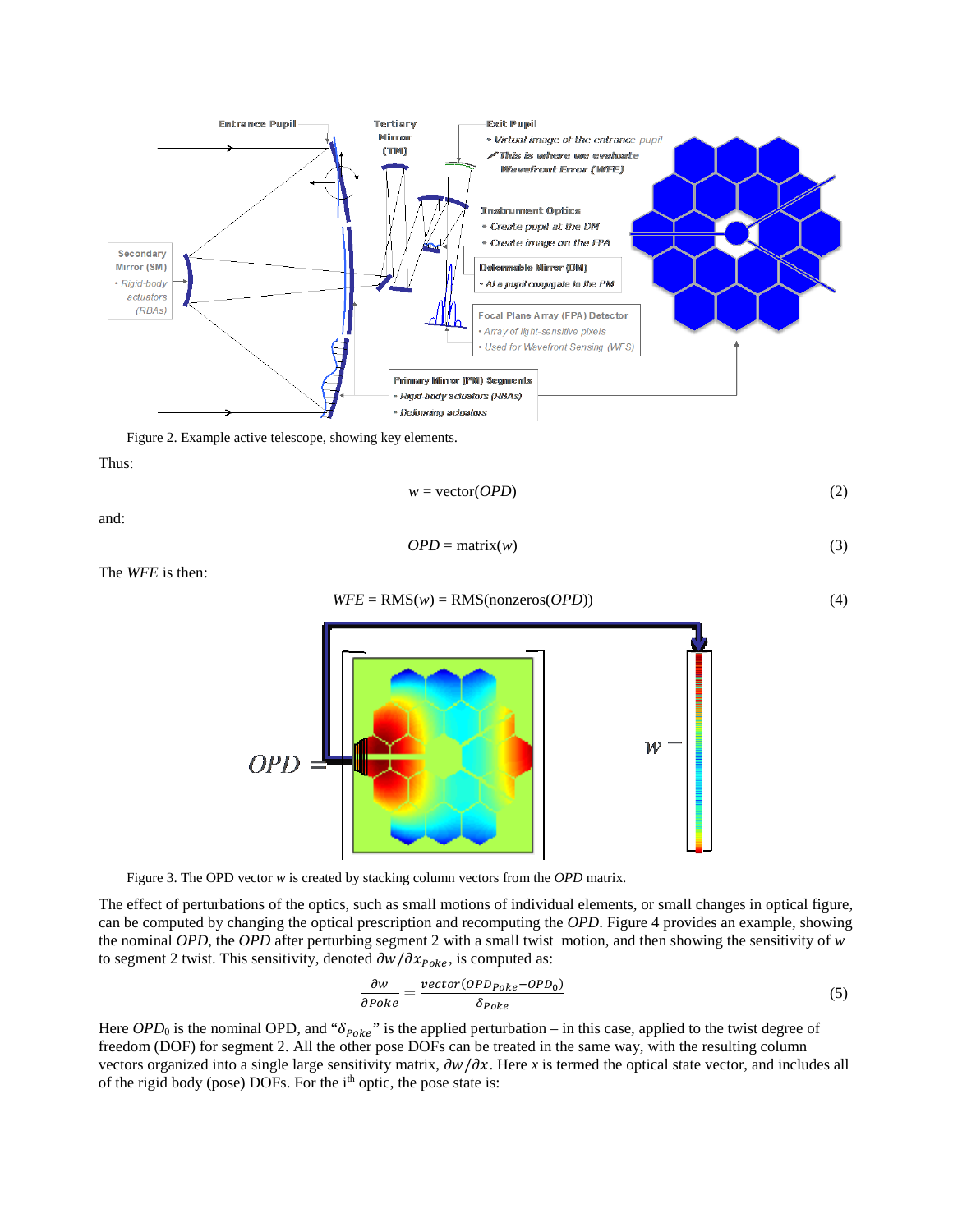Figure 2. Example active telescope, showing key elements.

Thus:

$$w = \text{vector}(OPD) \tag{2}$$

and:

$$OPD = \text{matrix}(w) \tag{3}$$

The *WFE* is then:

$$WFE = \text{RMS}(w) = \text{RMS}(\text{nonzeros}(OPD)) \tag{4}$$

Figure 3. The OPD vector *w* is created by stacking column vectors from the *OPD* matrix.

The effect of perturbations of the optics, such as small motions of individual elements, or small changes in optical figure, can be computed by changing the optical prescription and recomputing the *OPD*. Figure 4 provides an example, showing the nominal *OPD*, the *OPD* after perturbing segment 2 with a small twist motion, and then showing the sensitivity of *w* to segment 2 twist. This sensitivity, denoted $\partial w / \partial x_{Poke}$, is computed as:

$$\frac{\partial w}{\partial Poke} = \frac{vector(OPD_{Poke} - OPD_0)}{\delta_{Poke}} \tag{5}$$

Here $OPD_0$ is the nominal OPD, and "$\delta_{Poke}$" is the applied perturbation – in this case, applied to the twist degree of freedom (DOF) for segment 2. All the other pose DOFs can be treated in the same way, with the resulting column vectors organized into a single large sensitivity matrix, $\partial w / \partial x$. Here $x$ is termed the optical state vector, and includes all of the rigid body (pose) DOFs. For the i$^{th}$ optic, the pose state is: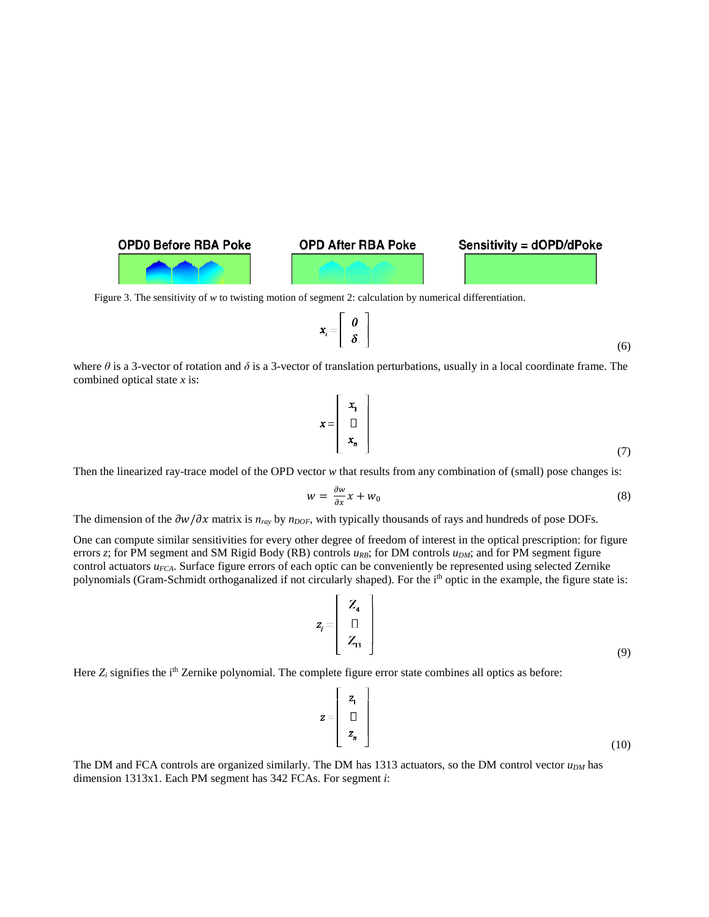OPD0 Before RBA Poke    OPD After RBA Poke    Sensitivity = dOPD/dPoke

Figure 3. The sensitivity of $w$ to twisting motion of segment 2: calculation by numerical differentiation.

$$\boldsymbol{x}_i = \begin{bmatrix} \theta \\ \delta \end{bmatrix} \tag{6}$$

where $\theta$ is a 3-vector of rotation and $\delta$ is a 3-vector of translation perturbations, usually in a local coordinate frame. The combined optical state $x$ is:

$$\boldsymbol{x} = \begin{bmatrix} x_1 \\ \vdots \\ x_n \end{bmatrix} \tag{7}$$

Then the linearized ray-trace model of the OPD vector $w$ that results from any combination of (small) pose changes is:

$$w = \frac{\partial w}{\partial x} x + w_0 \tag{8}$$

The dimension of the $\partial w / \partial x$ matrix is $n_{ray}$ by $n_{DOF}$, with typically thousands of rays and hundreds of pose DOFs.

One can compute similar sensitivities for every other degree of freedom of interest in the optical prescription: for figure errors $z$; for PM segment and SM Rigid Body (RB) controls $u_{RB}$; for DM controls $u_{DM}$; and for PM segment figure control actuators $u_{FCA}$. Surface figure errors of each optic can be conveniently be represented using selected Zernike polynomials (Gram-Schmidt orthoganalized if not circularly shaped). For the i[th] optic in the example, the figure state is:

$$z_i = \begin{bmatrix} Z_4 \\ \vdots \\ Z_{13} \end{bmatrix} \tag{9}$$

Here $Z_i$ signifies the i[th] Zernike polynomial. The complete figure error state combines all optics as before:

$$\boldsymbol{z} = \begin{bmatrix} z_1 \\ \vdots \\ z_n \end{bmatrix} \tag{10}$$

The DM and FCA controls are organized similarly. The DM has 1313 actuators, so the DM control vector $u_{DM}$ has dimension 1313x1. Each PM segment has 342 FCAs. For segment $i$: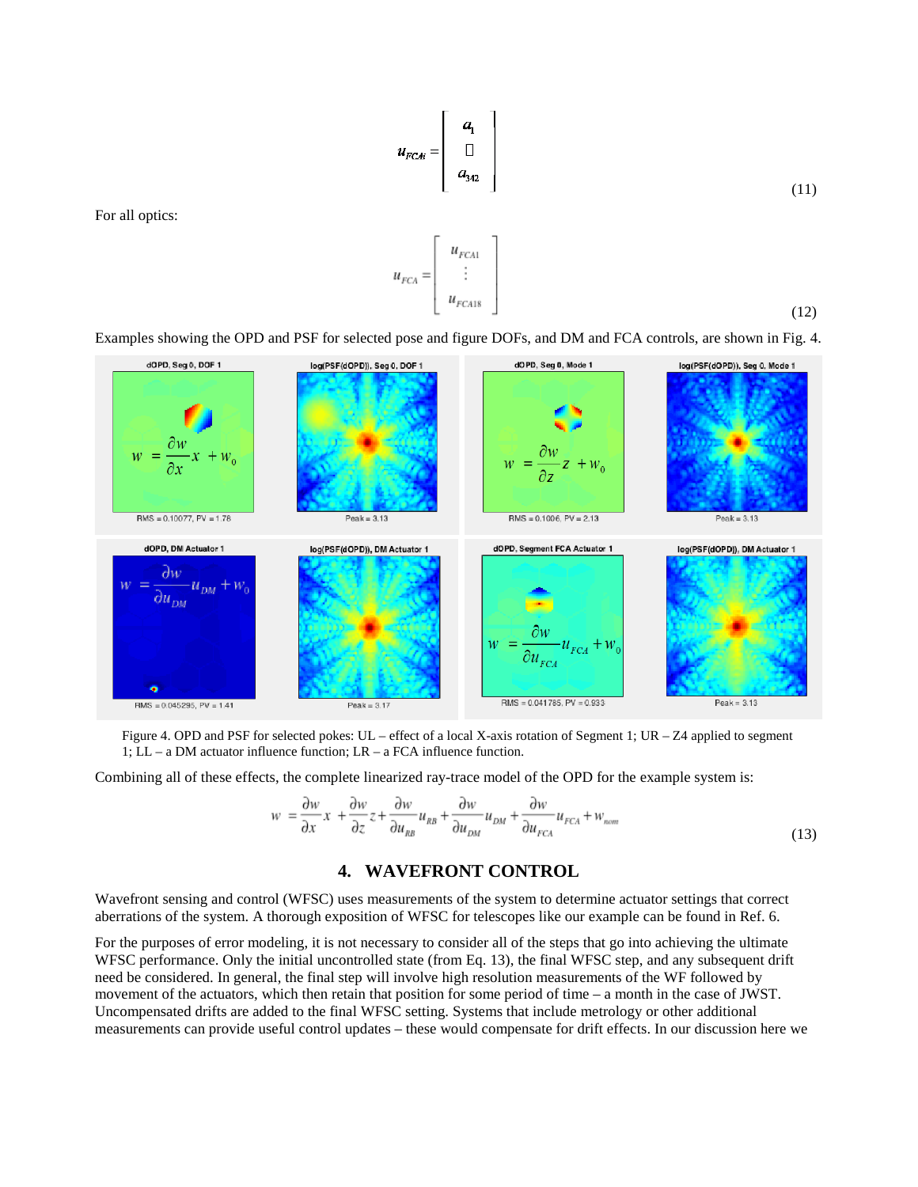$$u_{FCAi} = \begin{bmatrix} a_1 \\ \vdots \\ a_{342} \end{bmatrix} \tag{11}$$

For all optics:

$$u_{FCA} = \begin{bmatrix} u_{FCA1} \\ \vdots \\ u_{FCA18} \end{bmatrix} \tag{12}$$

Examples showing the OPD and PSF for selected pose and figure DOFs, and DM and FCA controls, are shown in Fig. 4.

Figure 4. OPD and PSF for selected pokes: UL – effect of a local X-axis rotation of Segment 1; UR – Z4 applied to segment 1; LL – a DM actuator influence function; LR – a FCA influence function.

Combining all of these effects, the complete linearized ray-trace model of the OPD for the example system is:

$$w = \frac{\partial w}{\partial x} x + \frac{\partial w}{\partial z} z + \frac{\partial w}{\partial u_{RB}} u_{RB} + \frac{\partial w}{\partial u_{DM}} u_{DM} + \frac{\partial w}{\partial u_{FCA}} u_{FCA} + w_{nom} \tag{13}$$

## 4. WAVEFRONT CONTROL

Wavefront sensing and control (WFSC) uses measurements of the system to determine actuator settings that correct aberrations of the system. A thorough exposition of WFSC for telescopes like our example can be found in Ref. 6.

For the purposes of error modeling, it is not necessary to consider all of the steps that go into achieving the ultimate WFSC performance. Only the initial uncontrolled state (from Eq. 13), the final WFSC step, and any subsequent drift need be considered. In general, the final step will involve high resolution measurements of the WF followed by movement of the actuators, which then retain that position for some period of time – a month in the case of JWST. Uncompensated drifts are added to the final WFSC setting. Systems that include metrology or other additional measurements can provide useful control updates – these would compensate for drift effects. In our discussion here we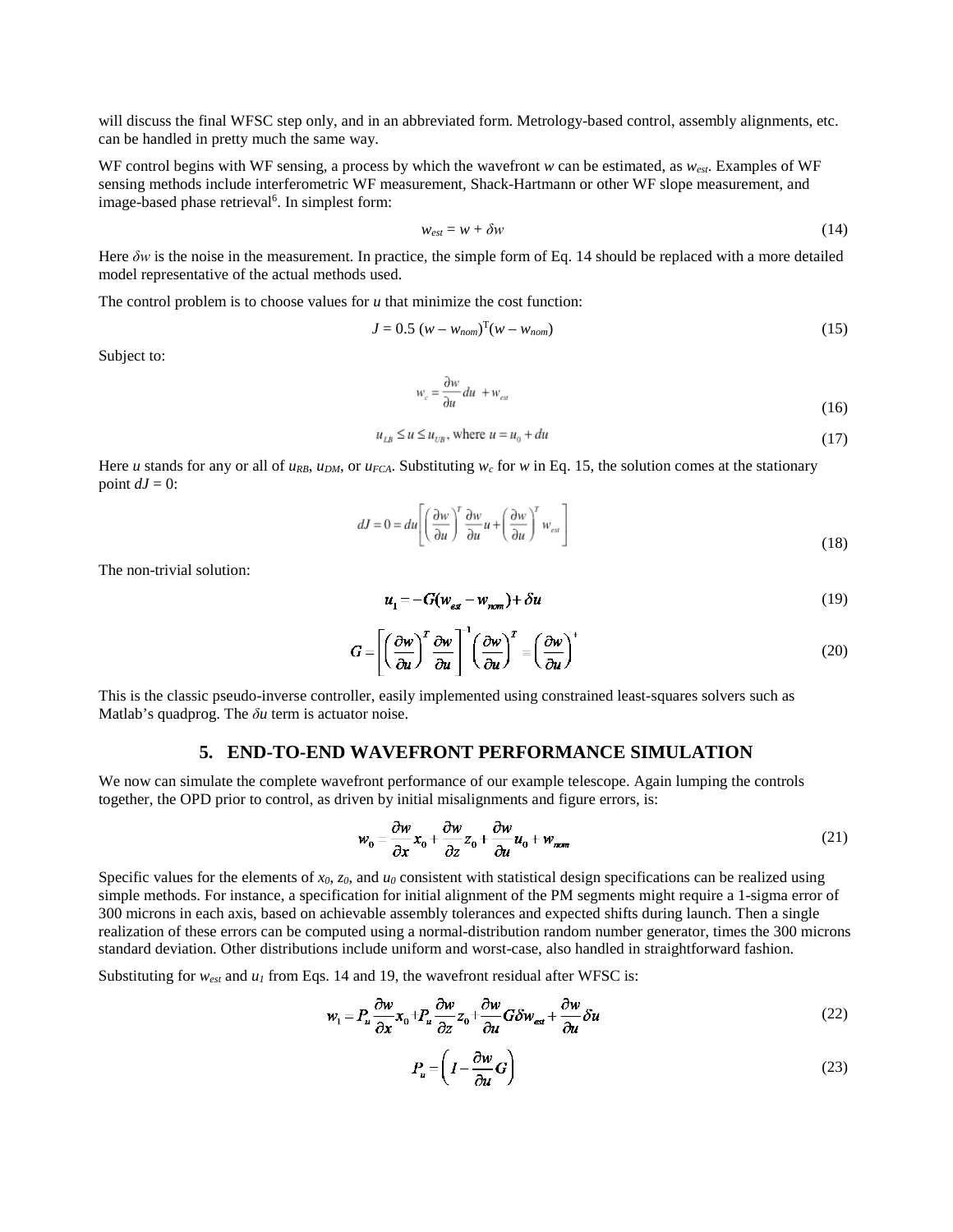will discuss the final WFSC step only, and in an abbreviated form. Metrology-based control, assembly alignments, etc. can be handled in pretty much the same way.

WF control begins with WF sensing, a process by which the wavefront $w$ can be estimated, as $w_{est}$. Examples of WF sensing methods include interferometric WF measurement, Shack-Hartmann or other WF slope measurement, and image-based phase retrieval[6]. In simplest form:

$$w_{est} = w + \delta w \tag{14}$$

Here $\delta w$ is the noise in the measurement. In practice, the simple form of Eq. 14 should be replaced with a more detailed model representative of the actual methods used.

The control problem is to choose values for $u$ that minimize the cost function:

$$J = 0.5\,(w - w_{nom})^{T}(w - w_{nom}) \tag{15}$$

Subject to:

$$w_c = \frac{\partial w}{\partial u} du + w_{est} \tag{16}$$

$$u_{LB} \le u \le u_{UB}, \text{ where } u = u_0 + du \tag{17}$$

Here $u$ stands for any or all of $u_{RB}$, $u_{DM}$, or $u_{FCA}$. Substituting $w_c$ for $w$ in Eq. 15, the solution comes at the stationary point $dJ = 0$:

$$dJ = 0 = du\left[\left(\frac{\partial w}{\partial u}\right)^{T}\frac{\partial w}{\partial u}u + \left(\frac{\partial w}{\partial u}\right)^{T} w_{est}\right] \tag{18}$$

The non-trivial solution:

$$u_1 = -G(w_{est} - w_{nom}) + \delta u \tag{19}$$

$$G = \left[\left(\frac{\partial w}{\partial u}\right)^{T}\frac{\partial w}{\partial u}\right]^{-1}\left(\frac{\partial w}{\partial u}\right)^{T} = \left(\frac{\partial w}{\partial u}\right)^{+} \tag{20}$$

This is the classic pseudo-inverse controller, easily implemented using constrained least-squares solvers such as Matlab's quadprog. The $\delta u$ term is actuator noise.

## 5. END-TO-END WAVEFRONT PERFORMANCE SIMULATION

We now can simulate the complete wavefront performance of our example telescope. Again lumping the controls together, the OPD prior to control, as driven by initial misalignments and figure errors, is:

$$w_0 = \frac{\partial w}{\partial x}x_0 + \frac{\partial w}{\partial z}z_0 + \frac{\partial w}{\partial u}u_0 + w_{nom} \tag{21}$$

Specific values for the elements of $x_0$, $z_0$, and $u_0$ consistent with statistical design specifications can be realized using simple methods. For instance, a specification for initial alignment of the PM segments might require a 1-sigma error of 300 microns in each axis, based on achievable assembly tolerances and expected shifts during launch. Then a single realization of these errors can be computed using a normal-distribution random number generator, times the 300 microns standard deviation. Other distributions include uniform and worst-case, also handled in straightforward fashion.

Substituting for $w_{est}$ and $u_1$ from Eqs. 14 and 19, the wavefront residual after WFSC is:

$$w_1 = P_u\frac{\partial w}{\partial x}x_0 + P_u\frac{\partial w}{\partial z}z_0 + \frac{\partial w}{\partial u}G\delta w_{est} + \frac{\partial w}{\partial u}\delta u \tag{22}$$

$$P_u = \left(I - \frac{\partial w}{\partial u}G\right) \tag{23}$$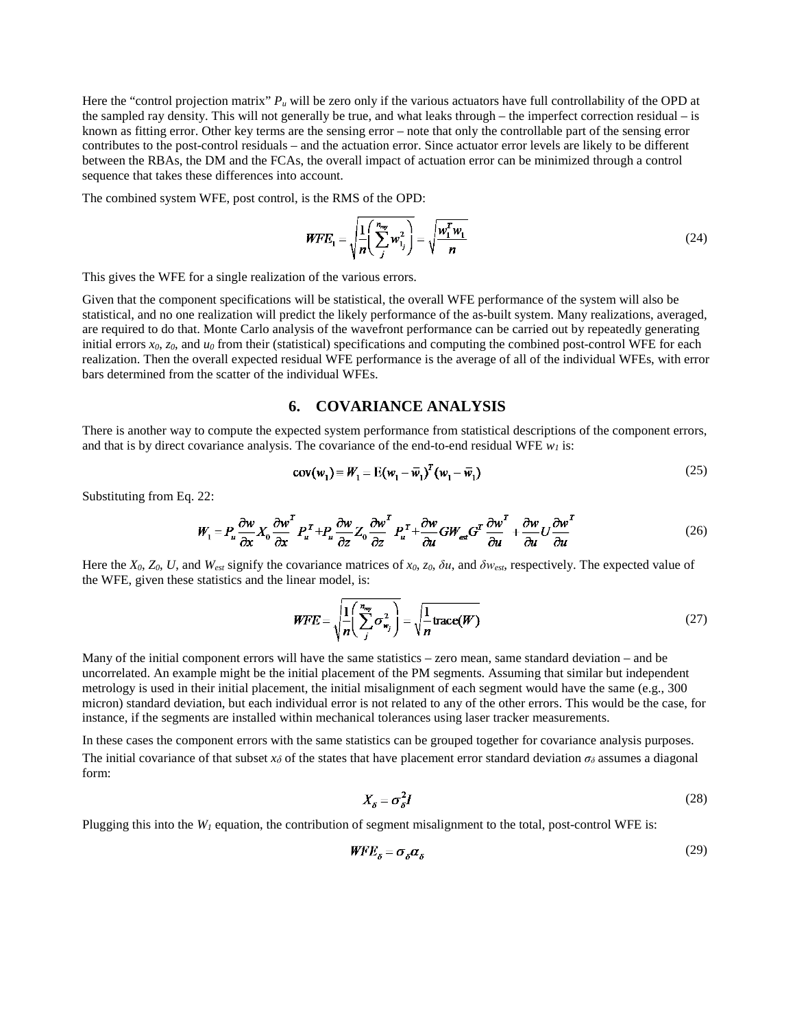Here the "control projection matrix" $P_u$ will be zero only if the various actuators have full controllability of the OPD at the sampled ray density. This will not generally be true, and what leaks through – the imperfect correction residual – is known as fitting error. Other key terms are the sensing error – note that only the controllable part of the sensing error contributes to the post-control residuals – and the actuation error. Since actuator error levels are likely to be different between the RBAs, the DM and the FCAs, the overall impact of actuation error can be minimized through a control sequence that takes these differences into account.

The combined system WFE, post control, is the RMS of the OPD:

$$WFE_1 = \sqrt{\frac{1}{n}\left(\sum_{j}^{n_{ray}} w_{1_j}^2\right)} = \sqrt{\frac{w_1^T w_1}{n}} \tag{24}$$

This gives the WFE for a single realization of the various errors.

Given that the component specifications will be statistical, the overall WFE performance of the system will also be statistical, and no one realization will predict the likely performance of the as-built system. Many realizations, averaged, are required to do that. Monte Carlo analysis of the wavefront performance can be carried out by repeatedly generating initial errors $x_0$, $z_0$, and $u_0$ from their (statistical) specifications and computing the combined post-control WFE for each realization. Then the overall expected residual WFE performance is the average of all of the individual WFEs, with error bars determined from the scatter of the individual WFEs.

## 6. COVARIANCE ANALYSIS

There is another way to compute the expected system performance from statistical descriptions of the component errors, and that is by direct covariance analysis. The covariance of the end-to-end residual WFE $w_1$ is:

$$\mathrm{cov}(w_1) = W_1 = \mathrm{E}(w_1 - \bar{w}_1)^T (w_1 - \bar{w}_1) \tag{25}$$

Substituting from Eq. 22:

$$W_1 = P_u \frac{\partial w}{\partial x} X_0 \frac{\partial w}{\partial x}^T P_u^T + P_u \frac{\partial w}{\partial z} Z_0 \frac{\partial w}{\partial z}^T P_u^T + \frac{\partial w}{\partial u} G W_{est} G^T \frac{\partial w}{\partial u}^T + \frac{\partial w}{\partial u} U \frac{\partial w}{\partial u}^T \tag{26}$$

Here the $X_0$, $Z_0$, $U$, and $W_{est}$ signify the covariance matrices of $x_0$, $z_0$, $\delta u$, and $\delta w_{est}$, respectively. The expected value of the WFE, given these statistics and the linear model, is:

$$WFE = \sqrt{\frac{1}{n}\left(\sum_{j}^{n_{ray}} \sigma_{w_j}^2\right)} = \sqrt{\frac{1}{n}\mathrm{trace}(W)} \tag{27}$$

Many of the initial component errors will have the same statistics – zero mean, same standard deviation – and be uncorrelated. An example might be the initial placement of the PM segments. Assuming that similar but independent metrology is used in their initial placement, the initial misalignment of each segment would have the same (e.g., 300 micron) standard deviation, but each individual error is not related to any of the other errors. This would be the case, for instance, if the segments are installed within mechanical tolerances using laser tracker measurements.

In these cases the component errors with the same statistics can be grouped together for covariance analysis purposes. The initial covariance of that subset $x_\delta$ of the states that have placement error standard deviation $\sigma_\delta$ assumes a diagonal form:

$$X_\delta = \sigma_\delta^2 I \tag{28}$$

Plugging this into the $W_1$ equation, the contribution of segment misalignment to the total, post-control WFE is:

$$WFE_\delta = \sigma_\delta \alpha_\delta \tag{29}$$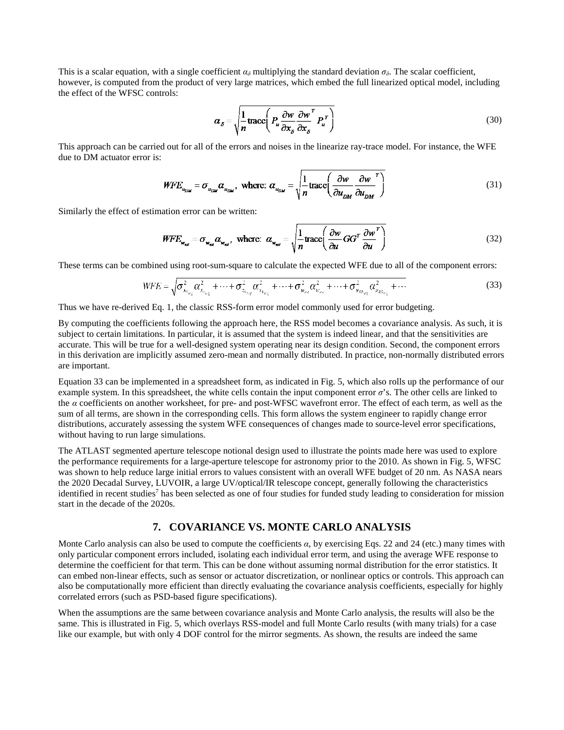This is a scalar equation, with a single coefficient $\alpha_\delta$ multiplying the standard deviation $\sigma_\delta$. The scalar coefficient, however, is computed from the product of very large matrices, which embed the full linearized optical model, including the effect of the WFSC controls:

$$\alpha_\delta = \sqrt{\frac{1}{n}\text{trace}\left( P_u \frac{\partial w}{\partial x_\delta} \frac{\partial w}{\partial x_\delta}^T P_u^T \right)} \tag{30}$$

This approach can be carried out for all of the errors and noises in the linearize ray-trace model. For instance, the WFE due to DM actuator error is:

$$WFE_{u_{DM}} = \sigma_{u_{DM}} \alpha_{u_{DM}}, \text{ where: } \alpha_{u_{DM}} = \sqrt{\frac{1}{n}\text{trace}\left( \frac{\partial w}{\partial u_{DM}} \frac{\partial w}{\partial u_{DM}}^T \right)} \tag{31}$$

Similarly the effect of estimation error can be written:

$$WFE_{w_{est}} = \sigma_{w_{est}} \alpha_{w_{est}}, \text{ where: } \alpha_{w_{est}} = \sqrt{\frac{1}{n}\text{trace}\left( \frac{\partial w}{\partial u} GG^T \frac{\partial w}{\partial u}^T \right)} \tag{32}$$

These terms can be combined using root-sum-square to calculate the expected WFE due to all of the component errors:

$$WFE = \sqrt{\sigma_{x_{\delta_{seg}}}^2 \alpha_{x_{\delta_{seg}}}^2 + \cdots + \sigma_{x_{\delta_{sep}}}^2 \alpha_{x_{\delta_{seg}}}^2 + \cdots + \sigma_{w_{est}}^2 \alpha_{w_{est}}^2 + \cdots + \sigma_{u_{SM_{seg}}}^2 \alpha_{u_{SM_{seg}}}^2 + \cdots} \tag{33}$$

Thus we have re-derived Eq. 1, the classic RSS-form error model commonly used for error budgeting.

By computing the coefficients following the approach here, the RSS model becomes a covariance analysis. As such, it is subject to certain limitations. In particular, it is assumed that the system is indeed linear, and that the sensitivities are accurate. This will be true for a well-designed system operating near its design condition. Second, the component errors in this derivation are implicitly assumed zero-mean and normally distributed. In practice, non-normally distributed errors are important.

Equation 33 can be implemented in a spreadsheet form, as indicated in Fig. 5, which also rolls up the performance of our example system. In this spreadsheet, the white cells contain the input component error $\sigma$'s. The other cells are linked to the $\alpha$ coefficients on another worksheet, for pre- and post-WFSC wavefront error. The effect of each term, as well as the sum of all terms, are shown in the corresponding cells. This form allows the system engineer to rapidly change error distributions, accurately assessing the system WFE consequences of changes made to source-level error specifications, without having to run large simulations.

The ATLAST segmented aperture telescope notional design used to illustrate the points made here was used to explore the performance requirements for a large-aperture telescope for astronomy prior to the 2010. As shown in Fig. 5, WFSC was shown to help reduce large initial errors to values consistent with an overall WFE budget of 20 nm. As NASA nears the 2020 Decadal Survey, LUVOIR, a large UV/optical/IR telescope concept, generally following the characteristics identified in recent studies[7] has been selected as one of four studies for funded study leading to consideration for mission start in the decade of the 2020s.

## 7. COVARIANCE VS. MONTE CARLO ANALYSIS

Monte Carlo analysis can also be used to compute the coefficients $\alpha$, by exercising Eqs. 22 and 24 (etc.) many times with only particular component errors included, isolating each individual error term, and using the average WFE response to determine the coefficient for that term. This can be done without assuming normal distribution for the error statistics. It can embed non-linear effects, such as sensor or actuator discretization, or nonlinear optics or controls. This approach can also be computationally more efficient than directly evaluating the covariance analysis coefficients, especially for highly correlated errors (such as PSD-based figure specifications).

When the assumptions are the same between covariance analysis and Monte Carlo analysis, the results will also be the same. This is illustrated in Fig. 5, which overlays RSS-model and full Monte Carlo results (with many trials) for a case like our example, but with only 4 DOF control for the mirror segments. As shown, the results are indeed the same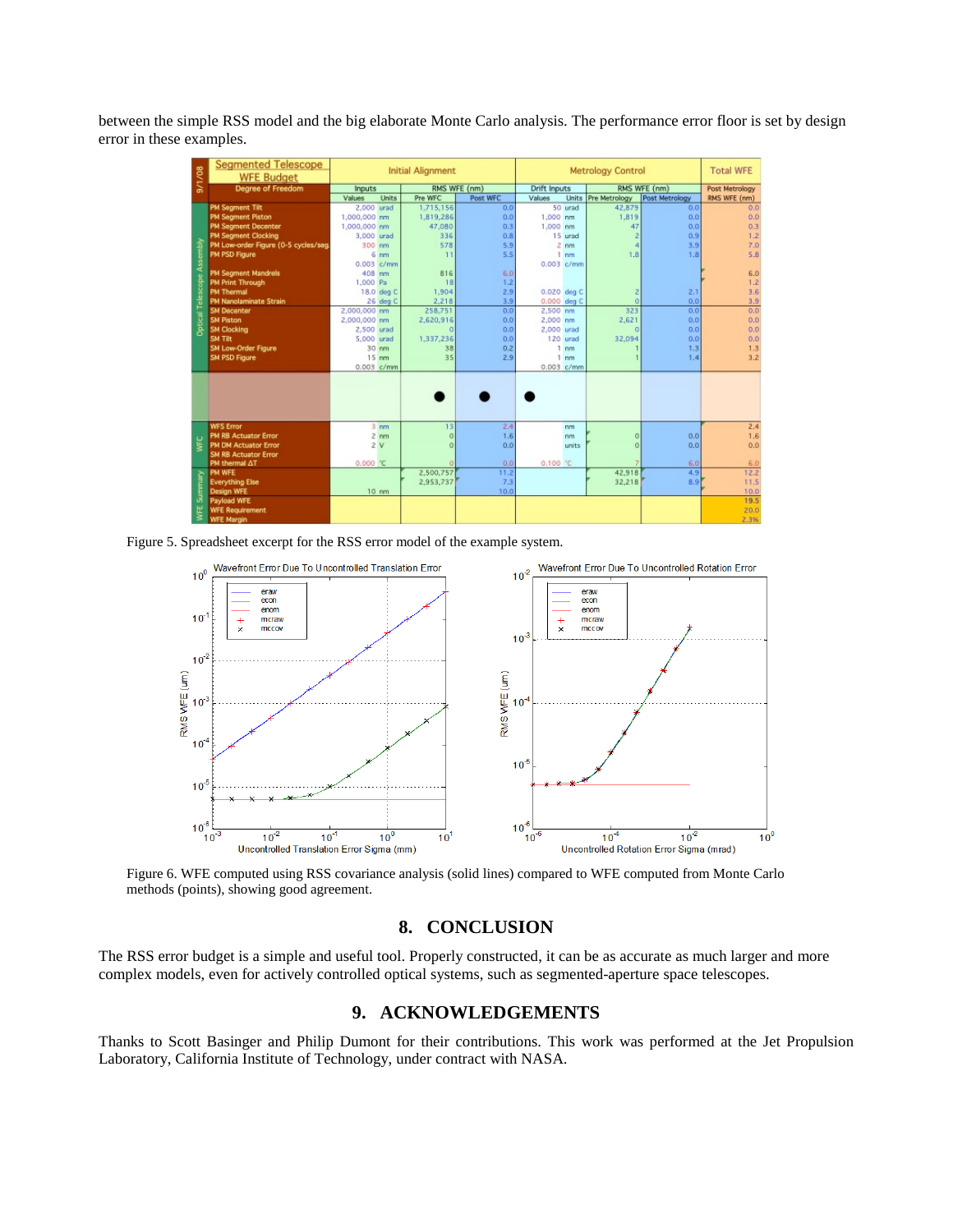between the simple RSS model and the big elaborate Monte Carlo analysis. The performance error floor is set by design error in these examples.

| Segmented Telescope WFE Budget | Initial Alignment | | | | Metrology Control | | | | Total WFE |
|---|---|---|---|---|---|---|---|---|---|
| Degree of Freedom | Inputs | | RMS WFE (nm) | | Drift Inputs | | RMS WFE (nm) | | Post Metrology |
| | Values | Units | Pre WFC | Post WFC | Values | Units | Pre Metrology | Post Metrology | RMS WFE (nm) |
| PM Segment Tilt | 2,000 | urad | 1,715,156 | 0.0 | 50 | urad | 42,879 | 0.0 | 0.0 |
| PM Segment Piston | 1,000,000 | nm | 1,819,286 | 0.0 | 1,000 | nm | 1,819 | 0.0 | 0.0 |
| PM Segment Decenter | 1,000,000 | nm | 47,080 | 0.3 | 1,000 | nm | 47 | 0.0 | 0.3 |
| PM Segment Clocking | 3,000 | urad | 336 | 0.8 | 15 | urad | 2 | 0.9 | 1.2 |
| PM Low-order Figure (0-5 cycles/seg) | 300 | nm | 578 | 5.9 | 2 | nm | 4 | 3.9 | 7.0 |
| PM PSD Figure | 6 | nm | 11 | 5.5 | 1 | nm | 1.8 | 1.8 | 5.8 |
| | 0.003 | c/mm | | | 0.003 | c/mm | | | |
| PM Segment Mandrels | 408 | nm | 816 | 6.0 | | | | | 6.0 |
| PM Print Through | 1,000 | Pa | 18 | 1.2 | | | | | 1.2 |
| PM Thermal | 18.0 | deg C | 1,904 | 2.9 | 0.020 | deg C | 2 | 2.1 | 3.6 |
| PM Nanolaminate Strain | 26 | deg C | 2,218 | 3.9 | 0.000 | deg C | 0 | 0.0 | 3.9 |
| SM Decenter | 2,000,000 | nm | 258,751 | 0.0 | 2,500 | nm | 323 | 0.0 | 0.0 |
| SM Piston | 2,000,000 | nm | 2,620,916 | 0.0 | 2,000 | nm | 2,621 | 0.0 | 0.0 |
| SM Clocking | 2,500 | urad | 0 | 0.0 | 2,000 | urad | 0 | 0.0 | 0.0 |
| SM Tilt | 5,000 | urad | 1,337,236 | 0.0 | 120 | urad | 32,094 | 0.0 | 0.0 |
| SM Low-Order Figure | 30 | nm | 38 | 0.2 | 1 | nm | 1 | 1.3 | 1.3 |
| SM PSD Figure | 15 | nm | 35 | 2.9 | 1 | nm | 1 | 1.4 | 3.2 |
| | 0.003 | c/mm | | | 0.003 | c/mm | | | |
| WFS Error | 3 | nm | 13 | 2.4 | | nm | | | 2.4 |
| PM RB Actuator Error | 2 | nm | 0 | 1.6 | | nm | 0 | 0.0 | 1.6 |
| PM DM Actuator Error | 2 | V | 0 | 0.0 | | units | 0 | 0.0 | 0.0 |
| SM RB Actuator Error | | | | | | | | | |
| PM thermal ΔT | 0.000 | °C | 0 | 0.0 | 0.100 | °C | 7 | 6.0 | 6.0 |
| PM WFE | | | 2,500,757 | 11.2 | | | 42,918 | 4.9 | 12.2 |
| Everything Else | | | 2,953,737 | 7.3 | | | 32,218 | 8.9 | 11.5 |
| Design WFE | 10 | nm | | 10.0 | | | | | 10.0 |
| Payload WFE | | | | | | | | | 19.5 |
| WFE Requirement | | | | | | | | | 20.0 |
| WFE Margin | | | | | | | | | 2.3% |

Figure 5. Spreadsheet excerpt for the RSS error model of the example system.

Figure 6. WFE computed using RSS covariance analysis (solid lines) compared to WFE computed from Monte Carlo methods (points), showing good agreement.

## 8. CONCLUSION

The RSS error budget is a simple and useful tool. Properly constructed, it can be as accurate as much larger and more complex models, even for actively controlled optical systems, such as segmented-aperture space telescopes.

## 9. ACKNOWLEDGEMENTS

Thanks to Scott Basinger and Philip Dumont for their contributions. This work was performed at the Jet Propulsion Laboratory, California Institute of Technology, under contract with NASA.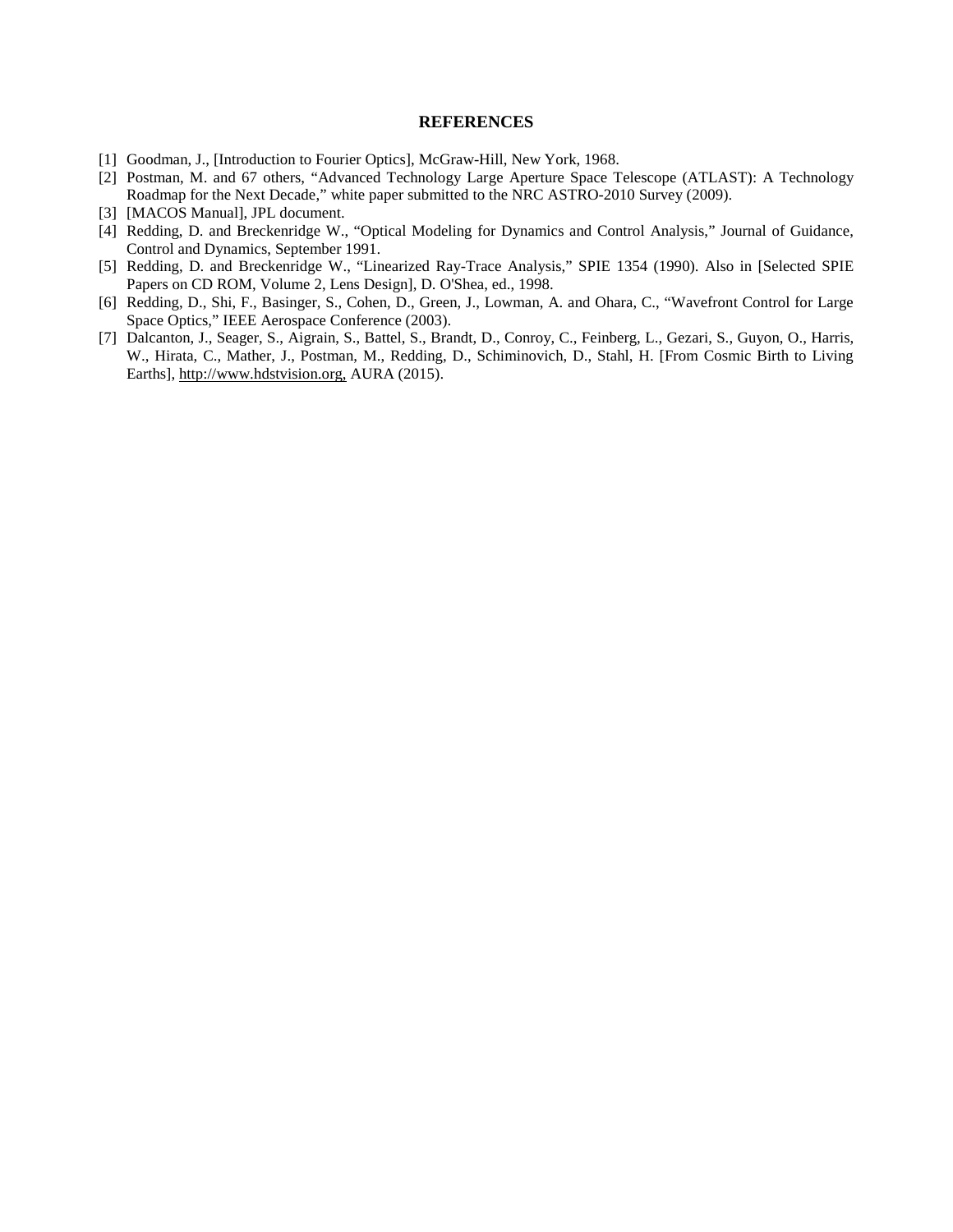## REFERENCES

[1] Goodman, J., [Introduction to Fourier Optics], McGraw-Hill, New York, 1968.

[2] Postman, M. and 67 others, "Advanced Technology Large Aperture Space Telescope (ATLAST): A Technology Roadmap for the Next Decade," white paper submitted to the NRC ASTRO-2010 Survey (2009).

[3] [MACOS Manual], JPL document.

[4] Redding, D. and Breckenridge W., "Optical Modeling for Dynamics and Control Analysis," Journal of Guidance, Control and Dynamics, September 1991.

[5] Redding, D. and Breckenridge W., "Linearized Ray-Trace Analysis," SPIE 1354 (1990). Also in [Selected SPIE Papers on CD ROM, Volume 2, Lens Design], D. O'Shea, ed., 1998.

[6] Redding, D., Shi, F., Basinger, S., Cohen, D., Green, J., Lowman, A. and Ohara, C., "Wavefront Control for Large Space Optics," IEEE Aerospace Conference (2003).

[7] Dalcanton, J., Seager, S., Aigrain, S., Battel, S., Brandt, D., Conroy, C., Feinberg, L., Gezari, S., Guyon, O., Harris, W., Hirata, C., Mather, J., Postman, M., Redding, D., Schiminovich, D., Stahl, H. [From Cosmic Birth to Living Earths], http://www.hdstvision.org, AURA (2015).